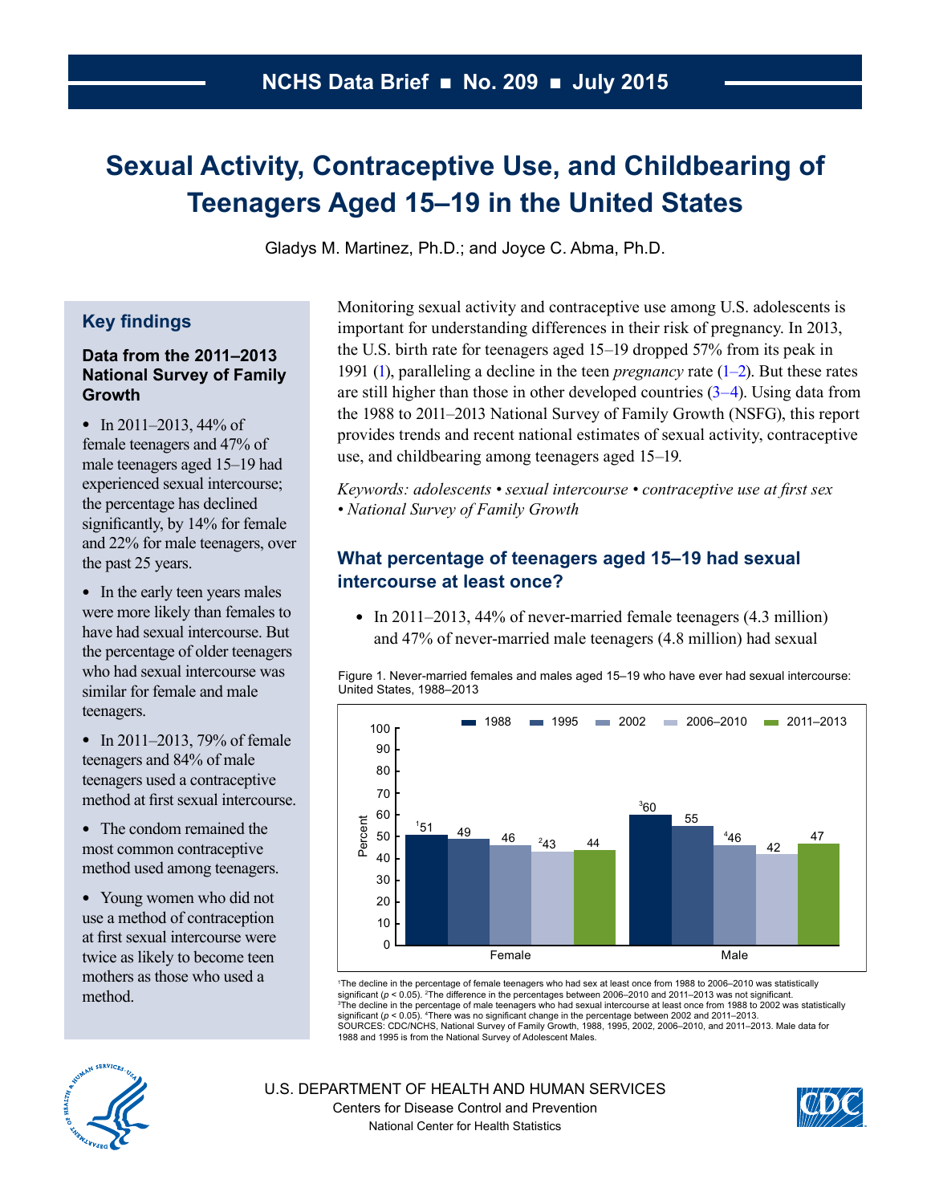NCHS Data Brief ■ No. 209 ■ July 2015

# Sexual Activity, Contraceptive Use, and Childbearing of Teenagers Aged 15–19 in the United States

Gladys M. Martinez, Ph.D.; and Joyce C. Abma, Ph.D.

## Key findings

### Data from the 2011–2013 National Survey of Family Growth

- In 2011–2013, 44% of female teenagers and 47% of male teenagers aged 15–19 had experienced sexual intercourse; the percentage has declined significantly, by 14% for female and 22% for male teenagers, over the past 25 years.
- In the early teen years males were more likely than females to have had sexual intercourse. But the percentage of older teenagers who had sexual intercourse was similar for female and male teenagers.
- In 2011–2013, 79% of female teenagers and 84% of male teenagers used a contraceptive method at first sexual intercourse.
- The condom remained the most common contraceptive method used among teenagers.
- Young women who did not use a method of contraception at first sexual intercourse were twice as likely to become teen mothers as those who used a method.

Monitoring sexual activity and contraceptive use among U.S. adolescents is important for understanding differences in their risk of pregnancy. In 2013, the U.S. birth rate for teenagers aged 15–19 dropped 57% from its peak in 1991 (1), paralleling a decline in the teen *pregnancy* rate (1–2). But these rates are still higher than those in other developed countries (3–4). Using data from the 1988 to 2011–2013 National Survey of Family Growth (NSFG), this report provides trends and recent national estimates of sexual activity, contraceptive use, and childbearing among teenagers aged 15–19.

*Keywords: adolescents • sexual intercourse • contraceptive use at first sex • National Survey of Family Growth*

## What percentage of teenagers aged 15–19 had sexual intercourse at least once?

- In 2011–2013, 44% of never-married female teenagers (4.3 million) and 47% of never-married male teenagers (4.8 million) had sexual

Figure 1. Never-married females and males aged 15–19 who have ever had sexual intercourse: United States, 1988–2013

| | 1988 | 1995 | 2002 | 2006–2010 | 2011–2013 |
|---|---|---|---|---|---|
| Female | [1]51 | 49 | 46 | [2]43 | 44 |
| Male | [3]60 | 55 | [4]46 | 42 | 47 |

[1]The decline in the percentage of female teenagers who had sex at least once from 1988 to 2006–2010 was statistically significant ($p < 0.05$). [2]The difference in the percentages between 2006–2010 and 2011–2013 was not significant.
[3]The decline in the percentage of male teenagers who had sexual intercourse at least once from 1988 to 2002 was statistically significant ($p < 0.05$). [4]There was no significant change in the percentage between 2002 and 2011–2013.
SOURCES: CDC/NCHS, National Survey of Family Growth, 1988, 1995, 2002, 2006–2010, and 2011–2013. Male data for 1988 and 1995 is from the National Survey of Adolescent Males.

U.S. DEPARTMENT OF HEALTH AND HUMAN SERVICES
Centers for Disease Control and Prevention
National Center for Health Statistics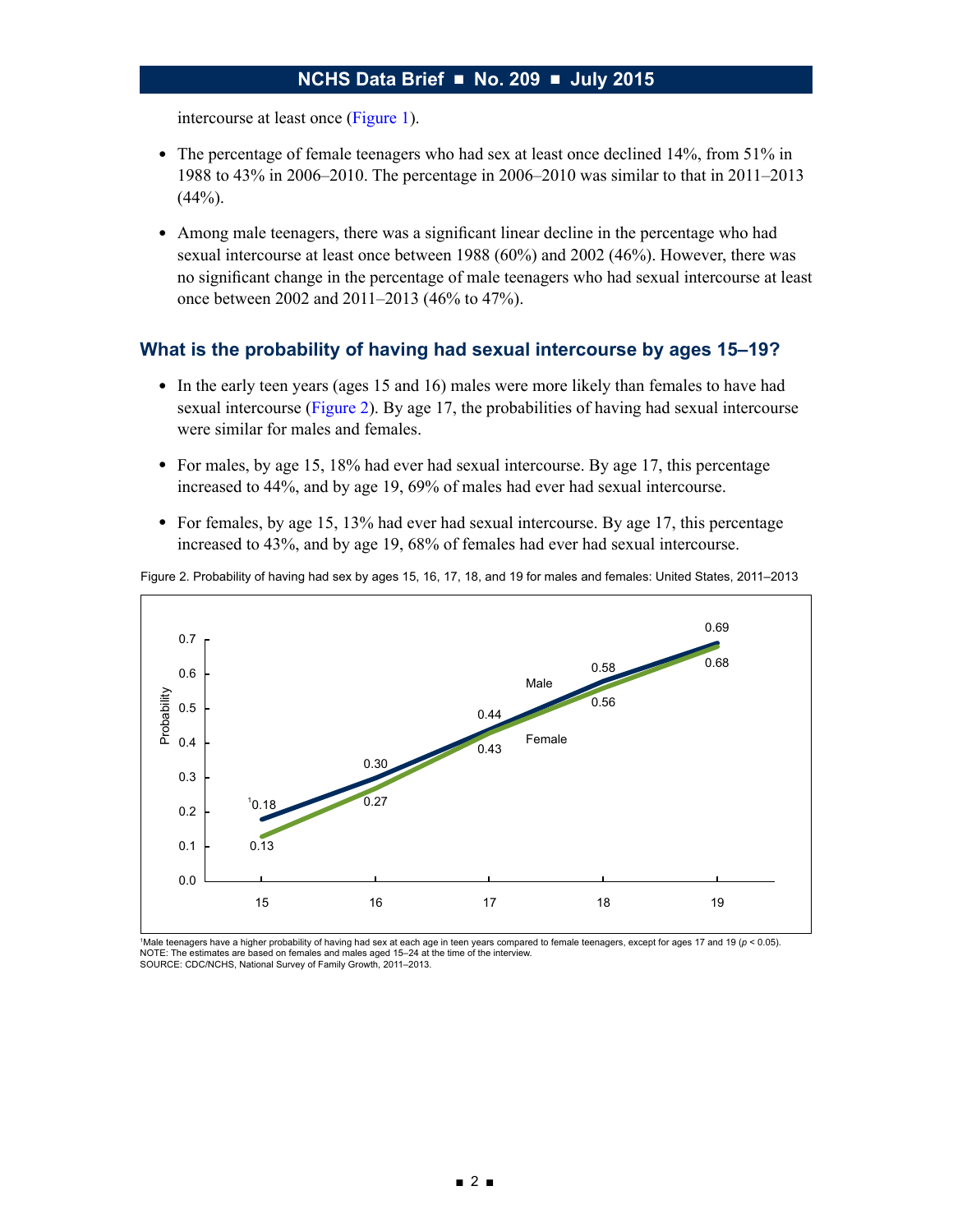intercourse at least once (Figure 1).

- The percentage of female teenagers who had sex at least once declined 14%, from 51% in 1988 to 43% in 2006–2010. The percentage in 2006–2010 was similar to that in 2011–2013 (44%).
- Among male teenagers, there was a significant linear decline in the percentage who had sexual intercourse at least once between 1988 (60%) and 2002 (46%). However, there was no significant change in the percentage of male teenagers who had sexual intercourse at least once between 2002 and 2011–2013 (46% to 47%).

## What is the probability of having had sexual intercourse by ages 15–19?

- In the early teen years (ages 15 and 16) males were more likely than females to have had sexual intercourse (Figure 2). By age 17, the probabilities of having had sexual intercourse were similar for males and females.
- For males, by age 15, 18% had ever had sexual intercourse. By age 17, this percentage increased to 44%, and by age 19, 69% of males had ever had sexual intercourse.
- For females, by age 15, 13% had ever had sexual intercourse. By age 17, this percentage increased to 43%, and by age 19, 68% of females had ever had sexual intercourse.

Figure 2. Probability of having had sex by ages 15, 16, 17, 18, and 19 for males and females: United States, 2011–2013

| Age | Male | Female |
|---|---|---|
| 15 | [1]0.18 | 0.13 |
| 16 | 0.30 | 0.27 |
| 17 | 0.44 | 0.43 |
| 18 | 0.58 | 0.56 |
| 19 | 0.69 | 0.68 |

[1]Male teenagers have a higher probability of having had sex at each age in teen years compared to female teenagers, except for ages 17 and 19 ($p < 0.05$).
NOTE: The estimates are based on females and males aged 15–24 at the time of the interview.
SOURCE: CDC/NCHS, National Survey of Family Growth, 2011–2013.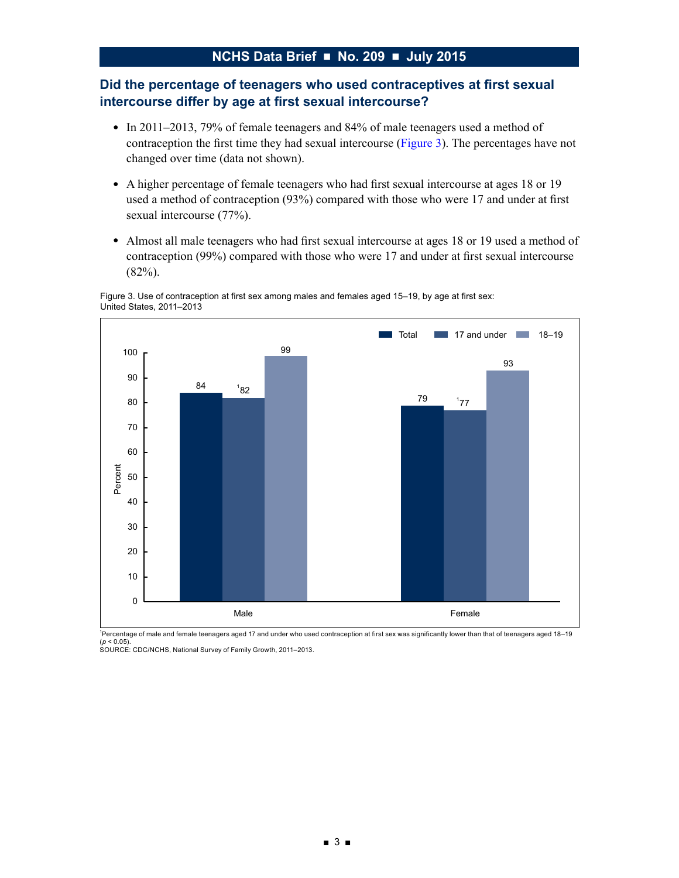## Did the percentage of teenagers who used contraceptives at first sexual intercourse differ by age at first sexual intercourse?

- In 2011–2013, 79% of female teenagers and 84% of male teenagers used a method of contraception the first time they had sexual intercourse (Figure 3). The percentages have not changed over time (data not shown).
- A higher percentage of female teenagers who had first sexual intercourse at ages 18 or 19 used a method of contraception (93%) compared with those who were 17 and under at first sexual intercourse (77%).
- Almost all male teenagers who had first sexual intercourse at ages 18 or 19 used a method of contraception (99%) compared with those who were 17 and under at first sexual intercourse (82%).

Figure 3. Use of contraception at first sex among males and females aged 15–19, by age at first sex: United States, 2011–2013

| | Total | 17 and under | 18–19 |
|---|---|---|---|
| Male | 84 | [1]82 | 99 |
| Female | 79 | [1]77 | 93 |

[1]Percentage of male and female teenagers aged 17 and under who used contraception at first sex was significantly lower than that of teenagers aged 18–19 ($p < 0.05$).

SOURCE: CDC/NCHS, National Survey of Family Growth, 2011–2013.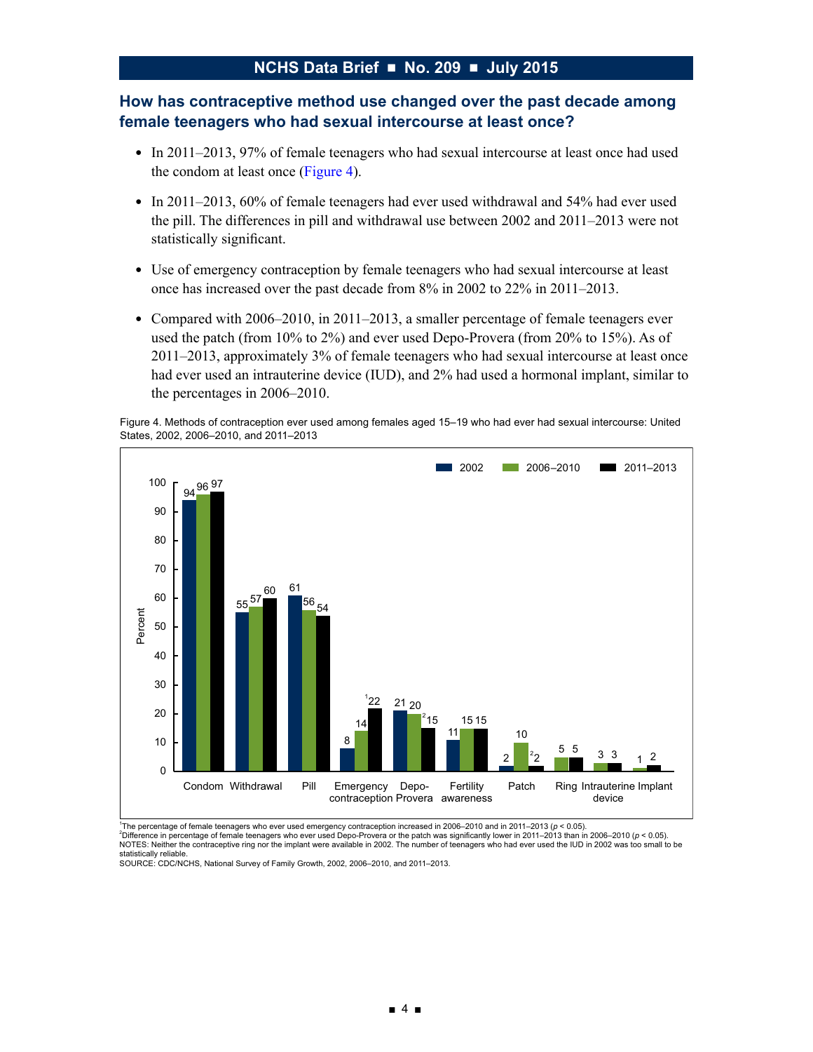## How has contraceptive method use changed over the past decade among female teenagers who had sexual intercourse at least once?

- In 2011–2013, 97% of female teenagers who had sexual intercourse at least once had used the condom at least once (Figure 4).
- In 2011–2013, 60% of female teenagers had ever used withdrawal and 54% had ever used the pill. The differences in pill and withdrawal use between 2002 and 2011–2013 were not statistically significant.
- Use of emergency contraception by female teenagers who had sexual intercourse at least once has increased over the past decade from 8% in 2002 to 22% in 2011–2013.
- Compared with 2006–2010, in 2011–2013, a smaller percentage of female teenagers ever used the patch (from 10% to 2%) and ever used Depo-Provera (from 20% to 15%). As of 2011–2013, approximately 3% of female teenagers who had sexual intercourse at least once had ever used an intrauterine device (IUD), and 2% had used a hormonal implant, similar to the percentages in 2006–2010.

Figure 4. Methods of contraception ever used among females aged 15–19 who had ever had sexual intercourse: United States, 2002, 2006–2010, and 2011–2013

| Method | 2002 | 2006–2010 | 2011–2013 |
|---|---|---|---|
| Condom | 94 | 96 | 97 |
| Withdrawal | 55 | 57 | 60 |
| Pill | 61 | 56 | 54 |
| Emergency contraception | 8 | 14 | 22[1] |
| Depo-Provera | 21 | 20 | 15[2] |
| Fertility awareness | 11 | 15 | 15 |
| Patch | 2 | 10 | 2[2] |
| Ring | | 5 | 5 |
| Intrauterine device | | 3 | 3 |
| Implant | | 1 | 2 |

[1]The percentage of female teenagers who ever used emergency contraception increased in 2006–2010 and in 2011–2013 ($p < 0.05$).
[2]Difference in percentage of female teenagers who ever used Depo-Provera or the patch was significantly lower in 2011–2013 than in 2006–2010 ($p < 0.05$).
NOTES: Neither the contraceptive ring nor the implant were available in 2002. The number of teenagers who had ever used the IUD in 2002 was too small to be statistically reliable.
SOURCE: CDC/NCHS, National Survey of Family Growth, 2002, 2006–2010, and 2011–2013.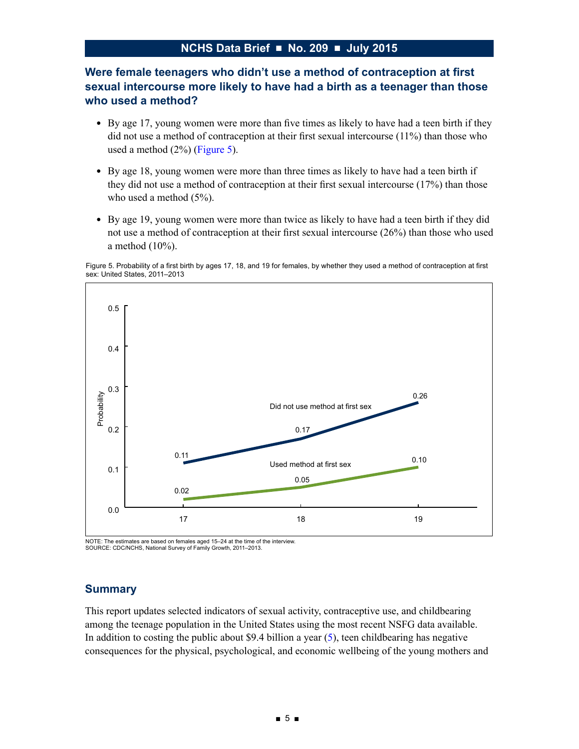### Were female teenagers who didn't use a method of contraception at first sexual intercourse more likely to have had a birth as a teenager than those who used a method?

- By age 17, young women were more than five times as likely to have had a teen birth if they did not use a method of contraception at their first sexual intercourse (11%) than those who used a method (2%) (Figure 5).
- By age 18, young women were more than three times as likely to have had a teen birth if they did not use a method of contraception at their first sexual intercourse (17%) than those who used a method (5%).
- By age 19, young women were more than twice as likely to have had a teen birth if they did not use a method of contraception at their first sexual intercourse (26%) than those who used a method (10%).

Figure 5. Probability of a first birth by ages 17, 18, and 19 for females, by whether they used a method of contraception at first sex: United States, 2011–2013

| Age | Did not use method at first sex | Used method at first sex |
| --- | --- | --- |
| 17 | 0.11 | 0.02 |
| 18 | 0.17 | 0.05 |
| 19 | 0.26 | 0.10 |

NOTE: The estimates are based on females aged 15–24 at the time of the interview.
SOURCE: CDC/NCHS, National Survey of Family Growth, 2011–2013.

## Summary

This report updates selected indicators of sexual activity, contraceptive use, and childbearing among the teenage population in the United States using the most recent NSFG data available. In addition to costing the public about $9.4 billion a year (5), teen childbearing has negative consequences for the physical, psychological, and economic wellbeing of the young mothers and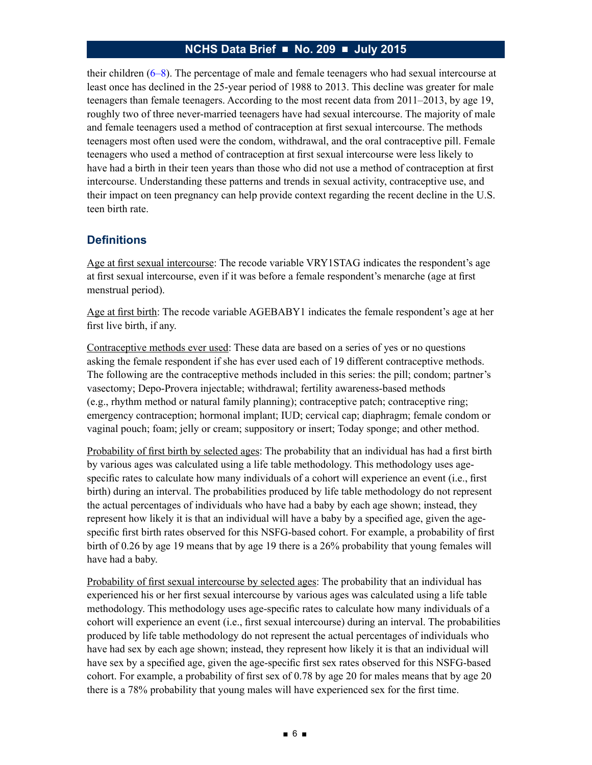their children (6–8). The percentage of male and female teenagers who had sexual intercourse at least once has declined in the 25-year period of 1988 to 2013. This decline was greater for male teenagers than female teenagers. According to the most recent data from 2011–2013, by age 19, roughly two of three never-married teenagers have had sexual intercourse. The majority of male and female teenagers used a method of contraception at first sexual intercourse. The methods teenagers most often used were the condom, withdrawal, and the oral contraceptive pill. Female teenagers who used a method of contraception at first sexual intercourse were less likely to have had a birth in their teen years than those who did not use a method of contraception at first intercourse. Understanding these patterns and trends in sexual activity, contraceptive use, and their impact on teen pregnancy can help provide context regarding the recent decline in the U.S. teen birth rate.

## Definitions

Age at first sexual intercourse: The recode variable VRY1STAG indicates the respondent's age at first sexual intercourse, even if it was before a female respondent's menarche (age at first menstrual period).

Age at first birth: The recode variable AGEBABY1 indicates the female respondent's age at her first live birth, if any.

Contraceptive methods ever used: These data are based on a series of yes or no questions asking the female respondent if she has ever used each of 19 different contraceptive methods. The following are the contraceptive methods included in this series: the pill; condom; partner's vasectomy; Depo-Provera injectable; withdrawal; fertility awareness-based methods (e.g., rhythm method or natural family planning); contraceptive patch; contraceptive ring; emergency contraception; hormonal implant; IUD; cervical cap; diaphragm; female condom or vaginal pouch; foam; jelly or cream; suppository or insert; Today sponge; and other method.

Probability of first birth by selected ages: The probability that an individual has had a first birth by various ages was calculated using a life table methodology. This methodology uses age-specific rates to calculate how many individuals of a cohort will experience an event (i.e., first birth) during an interval. The probabilities produced by life table methodology do not represent the actual percentages of individuals who have had a baby by each age shown; instead, they represent how likely it is that an individual will have a baby by a specified age, given the age-specific first birth rates observed for this NSFG-based cohort. For example, a probability of first birth of 0.26 by age 19 means that by age 19 there is a 26% probability that young females will have had a baby.

Probability of first sexual intercourse by selected ages: The probability that an individual has experienced his or her first sexual intercourse by various ages was calculated using a life table methodology. This methodology uses age-specific rates to calculate how many individuals of a cohort will experience an event (i.e., first sexual intercourse) during an interval. The probabilities produced by life table methodology do not represent the actual percentages of individuals who have had sex by each age shown; instead, they represent how likely it is that an individual will have sex by a specified age, given the age-specific first sex rates observed for this NSFG-based cohort. For example, a probability of first sex of 0.78 by age 20 for males means that by age 20 there is a 78% probability that young males will have experienced sex for the first time.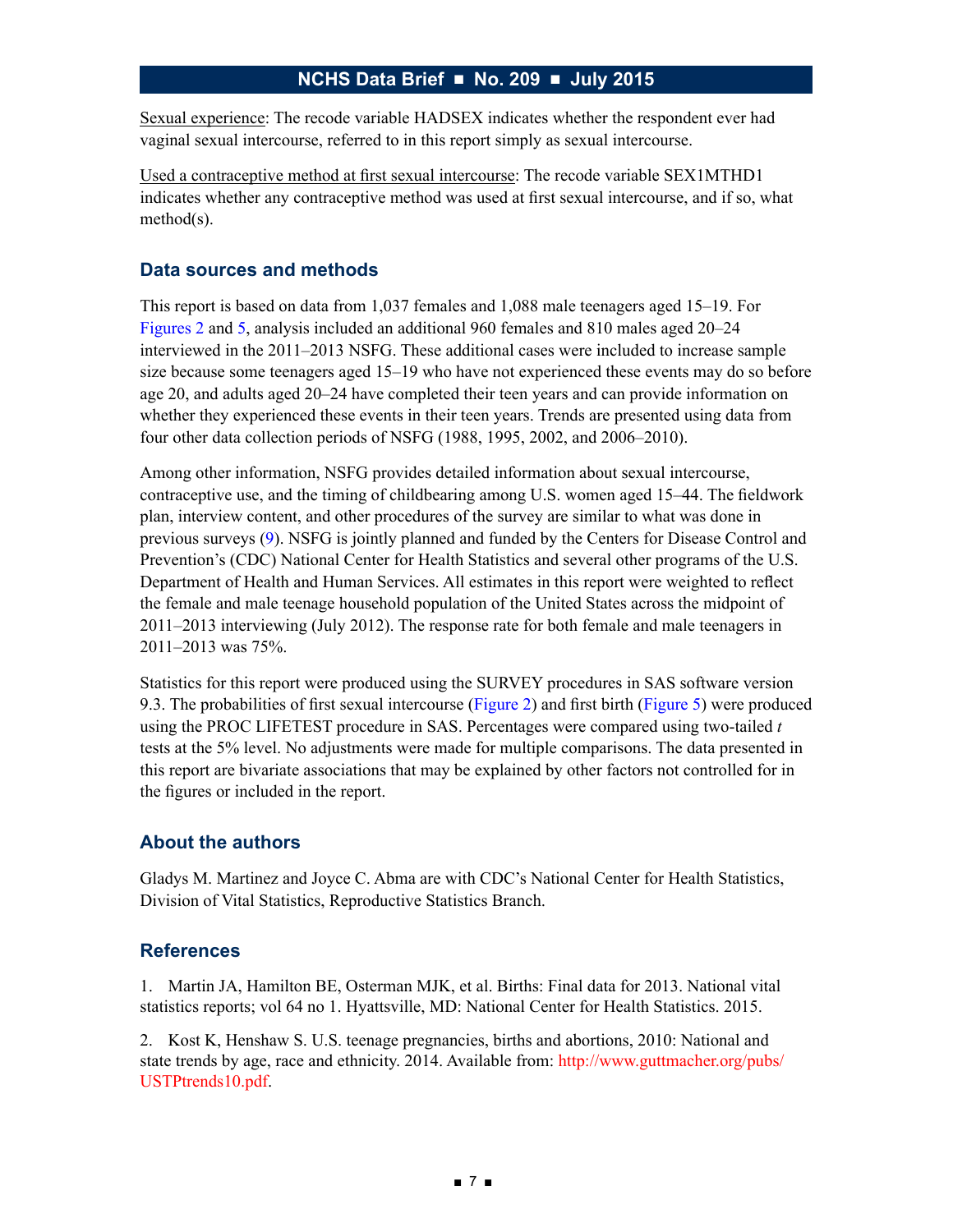Sexual experience: The recode variable HADSEX indicates whether the respondent ever had vaginal sexual intercourse, referred to in this report simply as sexual intercourse.

Used a contraceptive method at first sexual intercourse: The recode variable SEX1MTHD1 indicates whether any contraceptive method was used at first sexual intercourse, and if so, what method(s).

## Data sources and methods

This report is based on data from 1,037 females and 1,088 male teenagers aged 15–19. For Figures 2 and 5, analysis included an additional 960 females and 810 males aged 20–24 interviewed in the 2011–2013 NSFG. These additional cases were included to increase sample size because some teenagers aged 15–19 who have not experienced these events may do so before age 20, and adults aged 20–24 have completed their teen years and can provide information on whether they experienced these events in their teen years. Trends are presented using data from four other data collection periods of NSFG (1988, 1995, 2002, and 2006–2010).

Among other information, NSFG provides detailed information about sexual intercourse, contraceptive use, and the timing of childbearing among U.S. women aged 15–44. The fieldwork plan, interview content, and other procedures of the survey are similar to what was done in previous surveys (9). NSFG is jointly planned and funded by the Centers for Disease Control and Prevention's (CDC) National Center for Health Statistics and several other programs of the U.S. Department of Health and Human Services. All estimates in this report were weighted to reflect the female and male teenage household population of the United States across the midpoint of 2011–2013 interviewing (July 2012). The response rate for both female and male teenagers in 2011–2013 was 75%.

Statistics for this report were produced using the SURVEY procedures in SAS software version 9.3. The probabilities of first sexual intercourse (Figure 2) and first birth (Figure 5) were produced using the PROC LIFETEST procedure in SAS. Percentages were compared using two-tailed *t* tests at the 5% level. No adjustments were made for multiple comparisons. The data presented in this report are bivariate associations that may be explained by other factors not controlled for in the figures or included in the report.

## About the authors

Gladys M. Martinez and Joyce C. Abma are with CDC's National Center for Health Statistics, Division of Vital Statistics, Reproductive Statistics Branch.

## References

1. Martin JA, Hamilton BE, Osterman MJK, et al. Births: Final data for 2013. National vital statistics reports; vol 64 no 1. Hyattsville, MD: National Center for Health Statistics. 2015.

2. Kost K, Henshaw S. U.S. teenage pregnancies, births and abortions, 2010: National and state trends by age, race and ethnicity. 2014. Available from: http://www.guttmacher.org/pubs/USTPtrends10.pdf.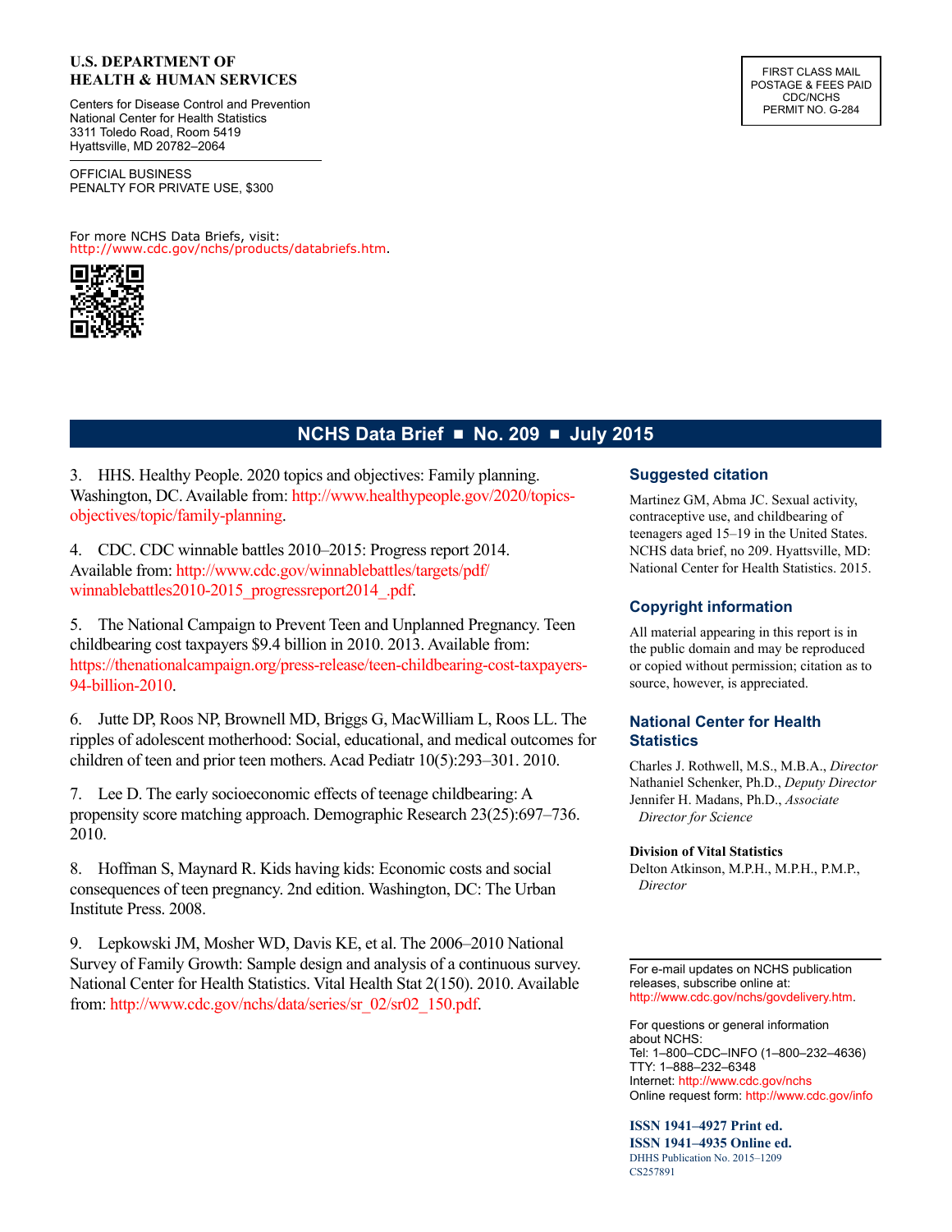**U.S. DEPARTMENT OF HEALTH & HUMAN SERVICES**

Centers for Disease Control and Prevention
National Center for Health Statistics
3311 Toledo Road, Room 5419
Hyattsville, MD 20782–2064

OFFICIAL BUSINESS
PENALTY FOR PRIVATE USE, $300

FIRST CLASS MAIL
POSTAGE & FEES PAID
CDC/NCHS
PERMIT NO. G-284

For more NCHS Data Briefs, visit:
http://www.cdc.gov/nchs/products/databriefs.htm.

## NCHS Data Brief ■ No. 209 ■ July 2015

3. HHS. Healthy People. 2020 topics and objectives: Family planning. Washington, DC. Available from: http://www.healthypeople.gov/2020/topics-objectives/topic/family-planning.

4. CDC. CDC winnable battles 2010–2015: Progress report 2014. Available from: http://www.cdc.gov/winnablebattles/targets/pdf/winnablebattles2010-2015_progressreport2014_.pdf.

5. The National Campaign to Prevent Teen and Unplanned Pregnancy. Teen childbearing cost taxpayers $9.4 billion in 2010. 2013. Available from: https://thenationalcampaign.org/press-release/teen-childbearing-cost-taxpayers-94-billion-2010.

6. Jutte DP, Roos NP, Brownell MD, Briggs G, MacWilliam L, Roos LL. The ripples of adolescent motherhood: Social, educational, and medical outcomes for children of teen and prior teen mothers. Acad Pediatr 10(5):293–301. 2010.

7. Lee D. The early socioeconomic effects of teenage childbearing: A propensity score matching approach. Demographic Research 23(25):697–736. 2010.

8. Hoffman S, Maynard R. Kids having kids: Economic costs and social consequences of teen pregnancy. 2nd edition. Washington, DC: The Urban Institute Press. 2008.

9. Lepkowski JM, Mosher WD, Davis KE, et al. The 2006–2010 National Survey of Family Growth: Sample design and analysis of a continuous survey. National Center for Health Statistics. Vital Health Stat 2(150). 2010. Available from: http://www.cdc.gov/nchs/data/series/sr_02/sr02_150.pdf.

### Suggested citation

Martinez GM, Abma JC. Sexual activity, contraceptive use, and childbearing of teenagers aged 15–19 in the United States. NCHS data brief, no 209. Hyattsville, MD: National Center for Health Statistics. 2015.

### Copyright information

All material appearing in this report is in the public domain and may be reproduced or copied without permission; citation as to source, however, is appreciated.

### National Center for Health Statistics

Charles J. Rothwell, M.S., M.B.A., *Director*
Nathaniel Schenker, Ph.D., *Deputy Director*
Jennifer H. Madans, Ph.D., *Associate Director for Science*

**Division of Vital Statistics**
Delton Atkinson, M.P.H., M.P.H., P.M.P., *Director*

For e-mail updates on NCHS publication releases, subscribe online at: http://www.cdc.gov/nchs/govdelivery.htm.

For questions or general information about NCHS:
Tel: 1–800–CDC–INFO (1–800–232–4636)
TTY: 1–888–232–6348
Internet: http://www.cdc.gov/nchs
Online request form: http://www.cdc.gov/info

**ISSN 1941–4927 Print ed.**
**ISSN 1941–4935 Online ed.**
DHHS Publication No. 2015–1209
CS257891